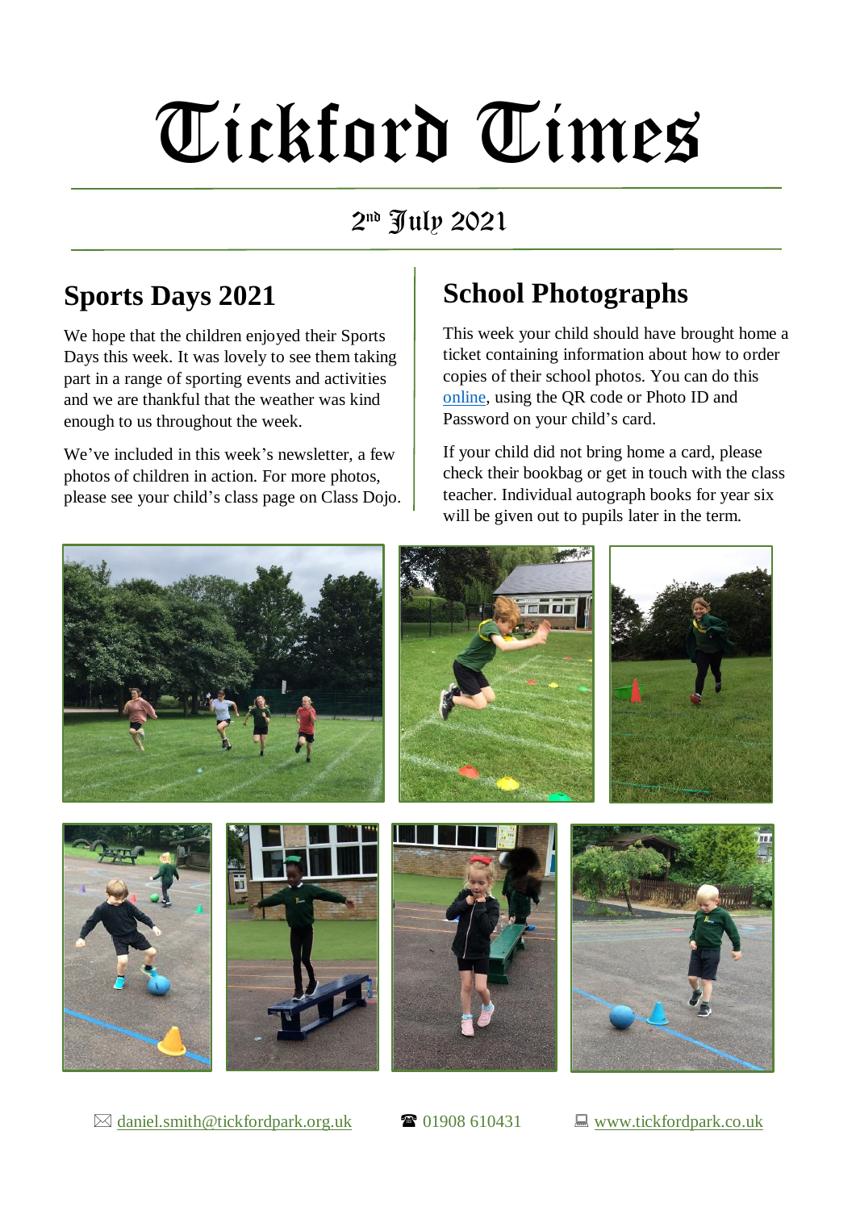# Tickford Times

## 2nd July 2021

## Sports Days 2021

We hope that the children enjoyed their Sports Days this week. It was lovely to see them taking part in a range of sporting events and activities and we are thankful that the weather was kind enough to us throughout the week.

We've included in this week's newsletter, a few photos of children in action. For more photos, please see your child's class page on Class Dojo.

## School Photographs

This week your child should have brought home a ticket containing information about how to order copies of their school photos. You can do this online, using the QR code or Photo ID and Password on your child's card.

If your child did not bring home a card, please check their bookbag or get in touch with the class teacher. Individual autograph books for year six will be given out to pupils later in the term.

daniel.smith@tickfordpark.org.uk  01908 610431  www.tickfordpark.co.uk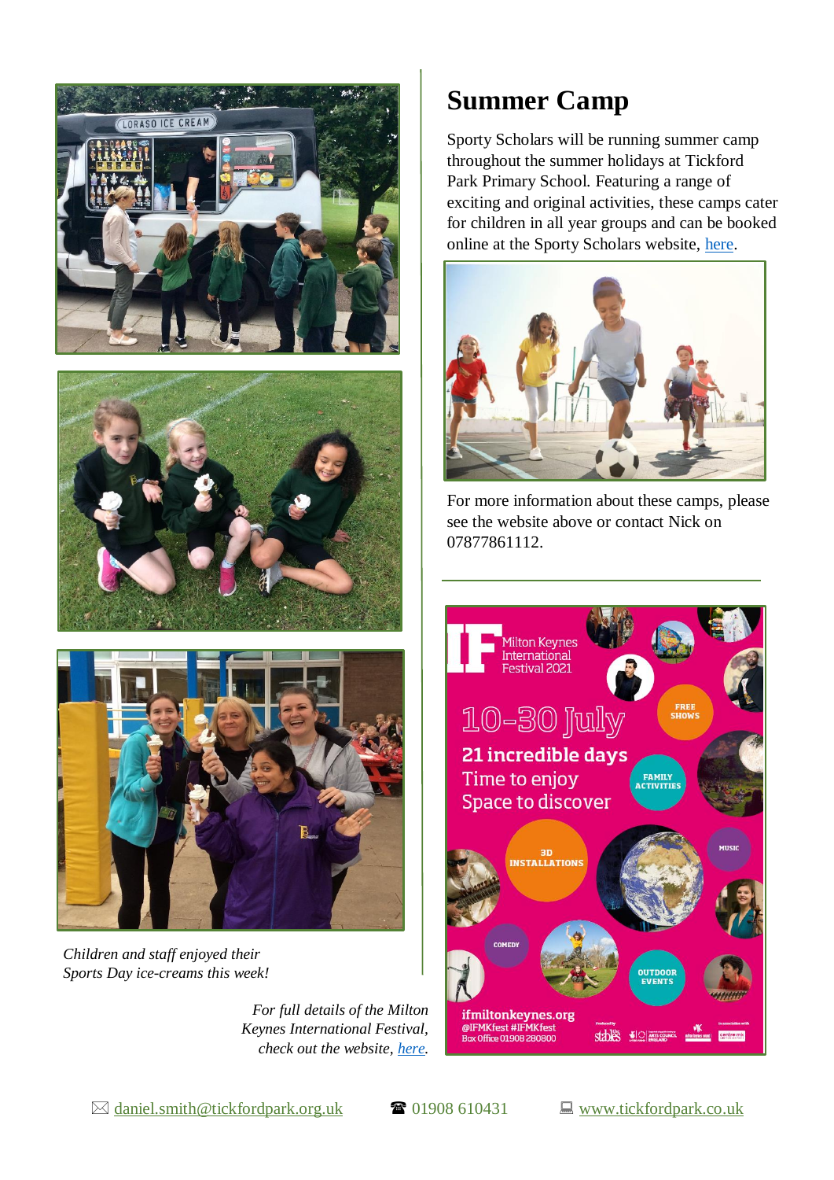## Summer Camp

Sporty Scholars will be running summer camp throughout the summer holidays at Tickford Park Primary School. Featuring a range of exciting and original activities, these camps cater for children in all year groups and can be booked online at the Sporty Scholars website, here.

For more information about these camps, please see the website above or contact Nick on 07877861112.

*Children and staff enjoyed their Sports Day ice-creams this week!*

*For full details of the Milton Keynes International Festival, check out the website, here.*

✉ daniel.smith@tickfordpark.org.uk ☎ 01908 610431 💻 www.tickfordpark.co.uk